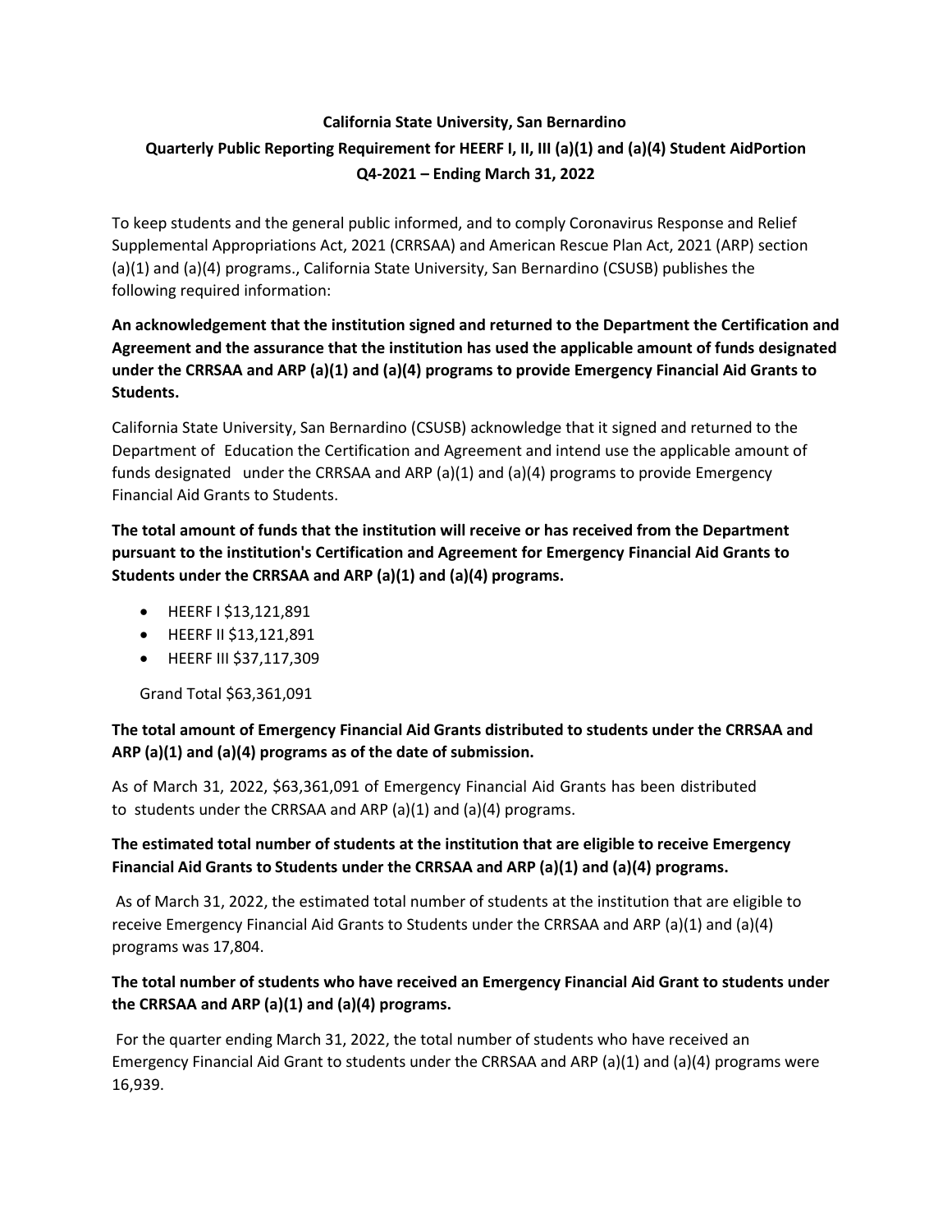# California State University, San Bernardino

## Quarterly Public Reporting Requirement for HEERF I, II, III (a)(1) and (a)(4) Student AidPortion

## Q4-2021 – Ending March 31, 2022

To keep students and the general public informed, and to comply Coronavirus Response and Relief Supplemental Appropriations Act, 2021 (CRRSAA) and American Rescue Plan Act, 2021 (ARP) section (a)(1) and (a)(4) programs., California State University, San Bernardino (CSUSB) publishes the following required information:

**An acknowledgement that the institution signed and returned to the Department the Certification and Agreement and the assurance that the institution has used the applicable amount of funds designated under the CRRSAA and ARP (a)(1) and (a)(4) programs to provide Emergency Financial Aid Grants to Students.**

California State University, San Bernardino (CSUSB) acknowledge that it signed and returned to the Department of Education the Certification and Agreement and intend use the applicable amount of funds designated under the CRRSAA and ARP (a)(1) and (a)(4) programs to provide Emergency Financial Aid Grants to Students.

**The total amount of funds that the institution will receive or has received from the Department pursuant to the institution's Certification and Agreement for Emergency Financial Aid Grants to Students under the CRRSAA and ARP (a)(1) and (a)(4) programs.**

- HEERF I $13,121,891
- HEERF II $13,121,891
- HEERF III $37,117,309

Grand Total $63,361,091

**The total amount of Emergency Financial Aid Grants distributed to students under the CRRSAA and ARP (a)(1) and (a)(4) programs as of the date of submission.**

As of March 31, 2022, $63,361,091 of Emergency Financial Aid Grants has been distributed to students under the CRRSAA and ARP (a)(1) and (a)(4) programs.

**The estimated total number of students at the institution that are eligible to receive Emergency Financial Aid Grants to Students under the CRRSAA and ARP (a)(1) and (a)(4) programs.**

As of March 31, 2022, the estimated total number of students at the institution that are eligible to receive Emergency Financial Aid Grants to Students under the CRRSAA and ARP (a)(1) and (a)(4) programs was 17,804.

**The total number of students who have received an Emergency Financial Aid Grant to students under the CRRSAA and ARP (a)(1) and (a)(4) programs.**

For the quarter ending March 31, 2022, the total number of students who have received an Emergency Financial Aid Grant to students under the CRRSAA and ARP (a)(1) and (a)(4) programs were 16,939.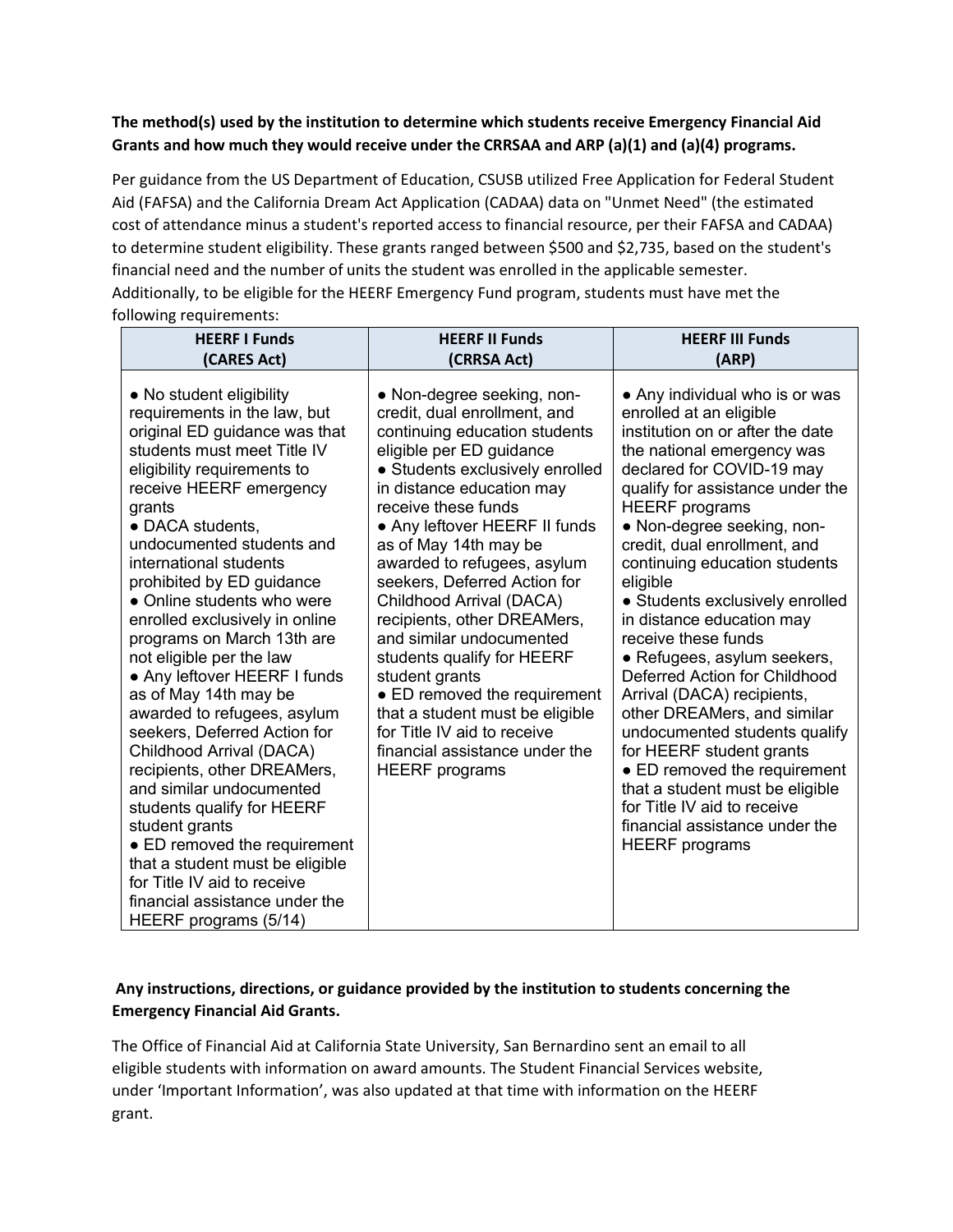**The method(s) used by the institution to determine which students receive Emergency Financial Aid Grants and how much they would receive under the CRRSAA and ARP (a)(1) and (a)(4) programs.**

Per guidance from the US Department of Education, CSUSB utilized Free Application for Federal Student Aid (FAFSA) and the California Dream Act Application (CADAA) data on "Unmet Need" (the estimated cost of attendance minus a student's reported access to financial resource, per their FAFSA and CADAA) to determine student eligibility. These grants ranged between $500 and $2,735, based on the student's financial need and the number of units the student was enrolled in the applicable semester. Additionally, to be eligible for the HEERF Emergency Fund program, students must have met the following requirements:

| HEERF I Funds (CARES Act) | HEERF II Funds (CRRSA Act) | HEERF III Funds (ARP) |
| --- | --- | --- |
| ● No student eligibility requirements in the law, but original ED guidance was that students must meet Title IV eligibility requirements to receive HEERF emergency grants<br>● DACA students, undocumented students and international students prohibited by ED guidance<br>● Online students who were enrolled exclusively in online programs on March 13th are not eligible per the law<br>● Any leftover HEERF I funds as of May 14th may be awarded to refugees, asylum seekers, Deferred Action for Childhood Arrival (DACA) recipients, other DREAMers, and similar undocumented students qualify for HEERF student grants<br>● ED removed the requirement that a student must be eligible for Title IV aid to receive financial assistance under the HEERF programs (5/14) | ● Non-degree seeking, non-credit, dual enrollment, and continuing education students eligible per ED guidance<br>● Students exclusively enrolled in distance education may receive these funds<br>● Any leftover HEERF II funds as of May 14th may be awarded to refugees, asylum seekers, Deferred Action for Childhood Arrival (DACA) recipients, other DREAMers, and similar undocumented students qualify for HEERF student grants<br>● ED removed the requirement that a student must be eligible for Title IV aid to receive financial assistance under the HEERF programs | ● Any individual who is or was enrolled at an eligible institution on or after the date the national emergency was declared for COVID-19 may qualify for assistance under the HEERF programs<br>● Non-degree seeking, non-credit, dual enrollment, and continuing education students eligible<br>● Students exclusively enrolled in distance education may receive these funds<br>● Refugees, asylum seekers, Deferred Action for Childhood Arrival (DACA) recipients, other DREAMers, and similar undocumented students qualify for HEERF student grants<br>● ED removed the requirement that a student must be eligible for Title IV aid to receive financial assistance under the HEERF programs |

**Any instructions, directions, or guidance provided by the institution to students concerning the Emergency Financial Aid Grants.**

The Office of Financial Aid at California State University, San Bernardino sent an email to all eligible students with information on award amounts. The Student Financial Services website, under 'Important Information', was also updated at that time with information on the HEERF grant.